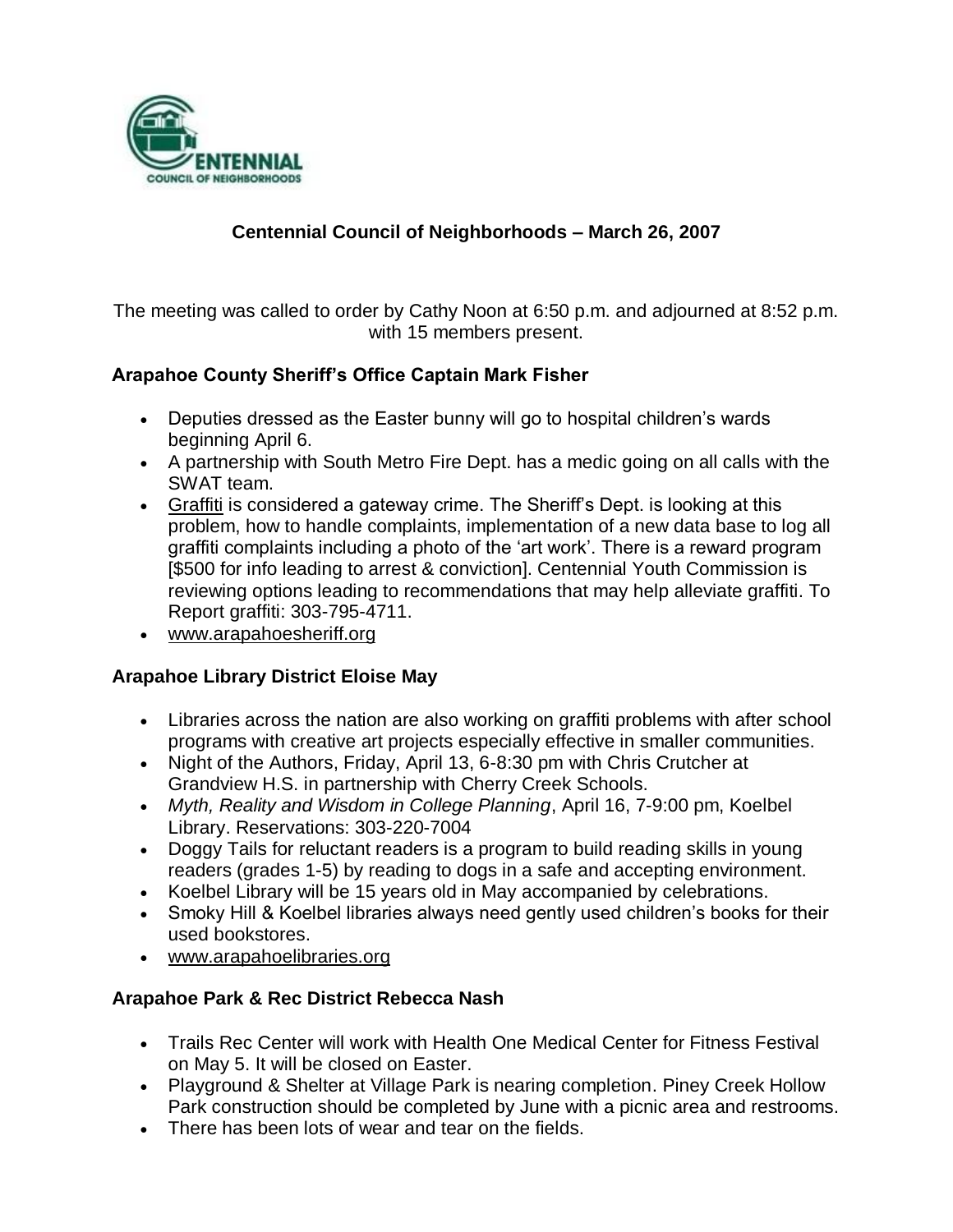# Centennial Council of Neighborhoods – March 26, 2007

The meeting was called to order by Cathy Noon at 6:50 p.m. and adjourned at 8:52 p.m. with 15 members present.

### Arapahoe County Sheriff's Office Captain Mark Fisher

- Deputies dressed as the Easter bunny will go to hospital children's wards beginning April 6.
- A partnership with South Metro Fire Dept. has a medic going on all calls with the SWAT team.
- Graffiti is considered a gateway crime. The Sheriff's Dept. is looking at this problem, how to handle complaints, implementation of a new data base to log all graffiti complaints including a photo of the 'art work'. There is a reward program [$500 for info leading to arrest & conviction]. Centennial Youth Commission is reviewing options leading to recommendations that may help alleviate graffiti. To Report graffiti: 303-795-4711.
- www.arapahoesheriff.org

### Arapahoe Library District Eloise May

- Libraries across the nation are also working on graffiti problems with after school programs with creative art projects especially effective in smaller communities.
- Night of the Authors, Friday, April 13, 6-8:30 pm with Chris Crutcher at Grandview H.S. in partnership with Cherry Creek Schools.
- *Myth, Reality and Wisdom in College Planning*, April 16, 7-9:00 pm, Koelbel Library. Reservations: 303-220-7004
- Doggy Tails for reluctant readers is a program to build reading skills in young readers (grades 1-5) by reading to dogs in a safe and accepting environment.
- Koelbel Library will be 15 years old in May accompanied by celebrations.
- Smoky Hill & Koelbel libraries always need gently used children's books for their used bookstores.
- www.arapahoelibraries.org

### Arapahoe Park & Rec District Rebecca Nash

- Trails Rec Center will work with Health One Medical Center for Fitness Festival on May 5. It will be closed on Easter.
- Playground & Shelter at Village Park is nearing completion. Piney Creek Hollow Park construction should be completed by June with a picnic area and restrooms.
- There has been lots of wear and tear on the fields.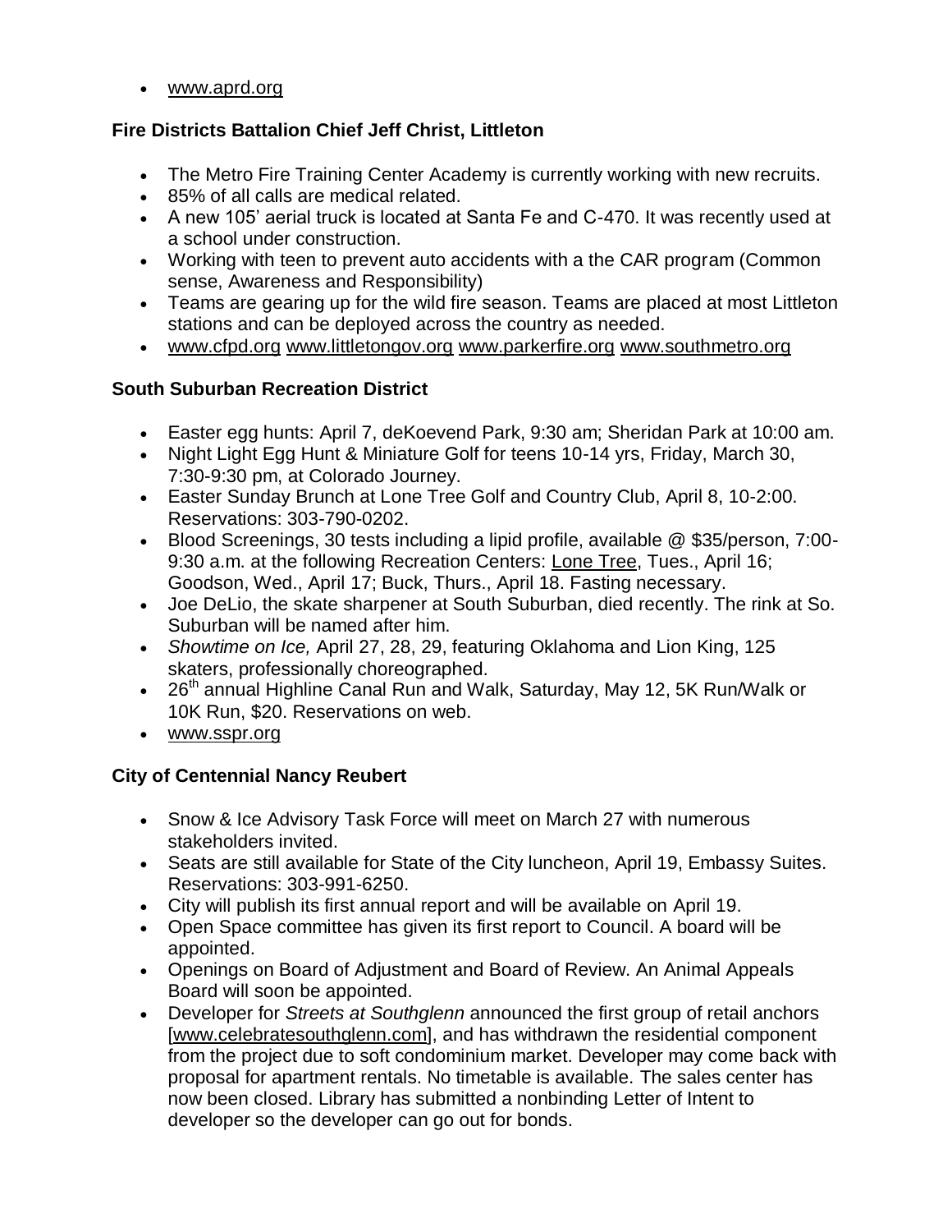- www.aprd.org

**Fire Districts Battalion Chief Jeff Christ, Littleton**

- The Metro Fire Training Center Academy is currently working with new recruits.
- 85% of all calls are medical related.
- A new 105' aerial truck is located at Santa Fe and C-470. It was recently used at a school under construction.
- Working with teen to prevent auto accidents with a the CAR program (Common sense, Awareness and Responsibility)
- Teams are gearing up for the wild fire season. Teams are placed at most Littleton stations and can be deployed across the country as needed.
- www.cfpd.org www.littletongov.org www.parkerfire.org www.southmetro.org

**South Suburban Recreation District**

- Easter egg hunts: April 7, deKoevend Park, 9:30 am; Sheridan Park at 10:00 am.
- Night Light Egg Hunt & Miniature Golf for teens 10-14 yrs, Friday, March 30, 7:30-9:30 pm, at Colorado Journey.
- Easter Sunday Brunch at Lone Tree Golf and Country Club, April 8, 10-2:00. Reservations: 303-790-0202.
- Blood Screenings, 30 tests including a lipid profile, available @ $35/person, 7:00-9:30 a.m. at the following Recreation Centers: Lone Tree, Tues., April 16; Goodson, Wed., April 17; Buck, Thurs., April 18. Fasting necessary.
- Joe DeLio, the skate sharpener at South Suburban, died recently. The rink at So. Suburban will be named after him.
- *Showtime on Ice,* April 27, 28, 29, featuring Oklahoma and Lion King, 125 skaters, professionally choreographed.
- 26th annual Highline Canal Run and Walk, Saturday, May 12, 5K Run/Walk or 10K Run, $20. Reservations on web.
- www.sspr.org

**City of Centennial Nancy Reubert**

- Snow & Ice Advisory Task Force will meet on March 27 with numerous stakeholders invited.
- Seats are still available for State of the City luncheon, April 19, Embassy Suites. Reservations: 303-991-6250.
- City will publish its first annual report and will be available on April 19.
- Open Space committee has given its first report to Council. A board will be appointed.
- Openings on Board of Adjustment and Board of Review. An Animal Appeals Board will soon be appointed.
- Developer for *Streets at Southglenn* announced the first group of retail anchors [www.celebratesouthglenn.com], and has withdrawn the residential component from the project due to soft condominium market. Developer may come back with proposal for apartment rentals. No timetable is available. The sales center has now been closed. Library has submitted a nonbinding Letter of Intent to developer so the developer can go out for bonds.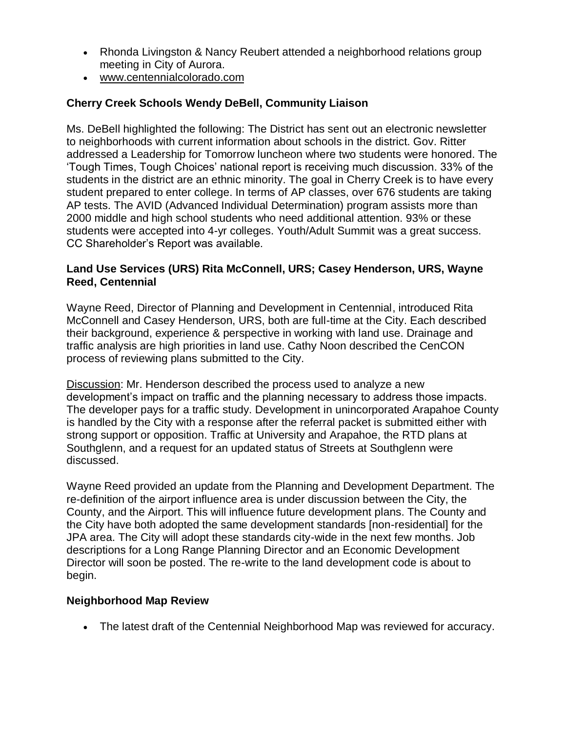- Rhonda Livingston & Nancy Reubert attended a neighborhood relations group meeting in City of Aurora.
- www.centennialcolorado.com

**Cherry Creek Schools Wendy DeBell, Community Liaison**

Ms. DeBell highlighted the following: The District has sent out an electronic newsletter to neighborhoods with current information about schools in the district. Gov. Ritter addressed a Leadership for Tomorrow luncheon where two students were honored. The 'Tough Times, Tough Choices' national report is receiving much discussion. 33% of the students in the district are an ethnic minority. The goal in Cherry Creek is to have every student prepared to enter college. In terms of AP classes, over 676 students are taking AP tests. The AVID (Advanced Individual Determination) program assists more than 2000 middle and high school students who need additional attention. 93% or these students were accepted into 4-yr colleges. Youth/Adult Summit was a great success. CC Shareholder's Report was available.

**Land Use Services (URS) Rita McConnell, URS; Casey Henderson, URS, Wayne Reed, Centennial**

Wayne Reed, Director of Planning and Development in Centennial, introduced Rita McConnell and Casey Henderson, URS, both are full-time at the City. Each described their background, experience & perspective in working with land use. Drainage and traffic analysis are high priorities in land use. Cathy Noon described the CenCON process of reviewing plans submitted to the City.

Discussion: Mr. Henderson described the process used to analyze a new development's impact on traffic and the planning necessary to address those impacts. The developer pays for a traffic study. Development in unincorporated Arapahoe County is handled by the City with a response after the referral packet is submitted either with strong support or opposition. Traffic at University and Arapahoe, the RTD plans at Southglenn, and a request for an updated status of Streets at Southglenn were discussed.

Wayne Reed provided an update from the Planning and Development Department. The re-definition of the airport influence area is under discussion between the City, the County, and the Airport. This will influence future development plans. The County and the City have both adopted the same development standards [non-residential] for the JPA area. The City will adopt these standards city-wide in the next few months. Job descriptions for a Long Range Planning Director and an Economic Development Director will soon be posted. The re-write to the land development code is about to begin.

**Neighborhood Map Review**

- The latest draft of the Centennial Neighborhood Map was reviewed for accuracy.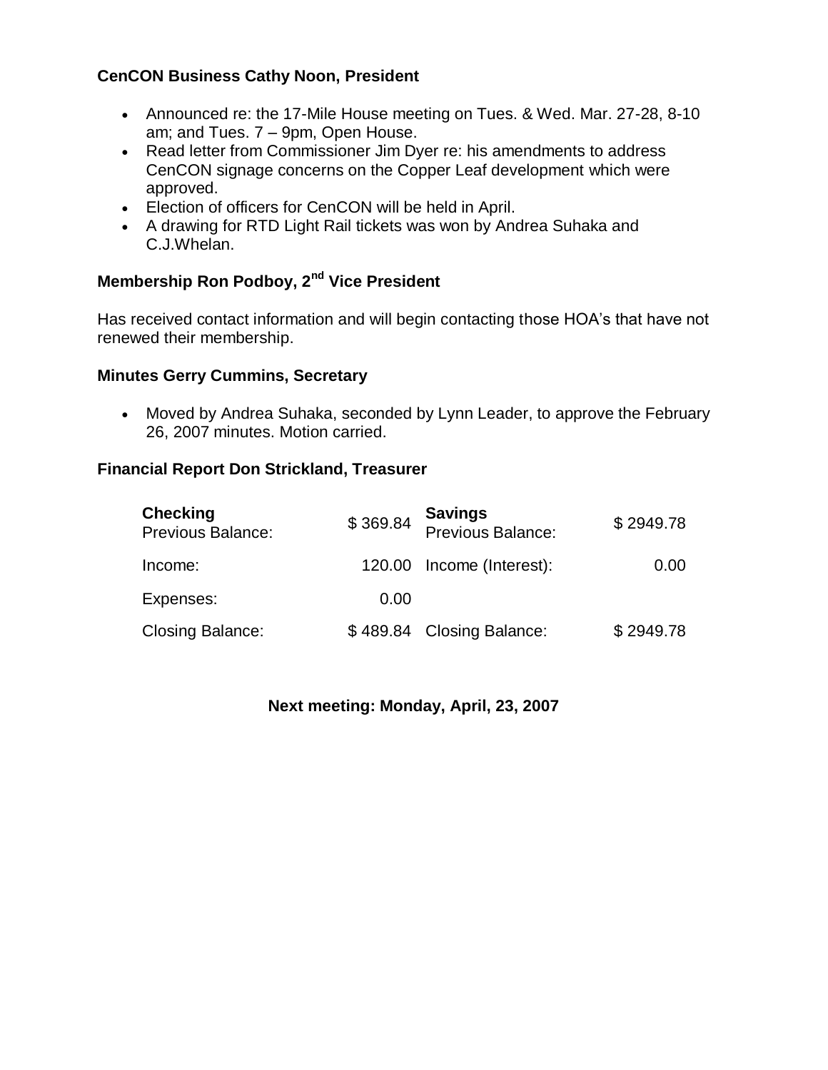### CenCON Business Cathy Noon, President

- Announced re: the 17-Mile House meeting on Tues. & Wed. Mar. 27-28, 8-10 am; and Tues. 7 – 9pm, Open House.
- Read letter from Commissioner Jim Dyer re: his amendments to address CenCON signage concerns on the Copper Leaf development which were approved.
- Election of officers for CenCON will be held in April.
- A drawing for RTD Light Rail tickets was won by Andrea Suhaka and C.J.Whelan.

### Membership Ron Podboy, 2nd Vice President

Has received contact information and will begin contacting those HOA's that have not renewed their membership.

### Minutes Gerry Cummins, Secretary

- Moved by Andrea Suhaka, seconded by Lynn Leader, to approve the February 26, 2007 minutes. Motion carried.

### Financial Report Don Strickland, Treasurer

| | | | |
|---|---|---|---|
| **Checking** Previous Balance: | $ 369.84 | **Savings** Previous Balance: | $ 2949.78 |
| Income: | 120.00 | Income (Interest): | 0.00 |
| Expenses: | 0.00 | | |
| Closing Balance: | $ 489.84 | Closing Balance: | $ 2949.78 |

**Next meeting: Monday, April, 23, 2007**